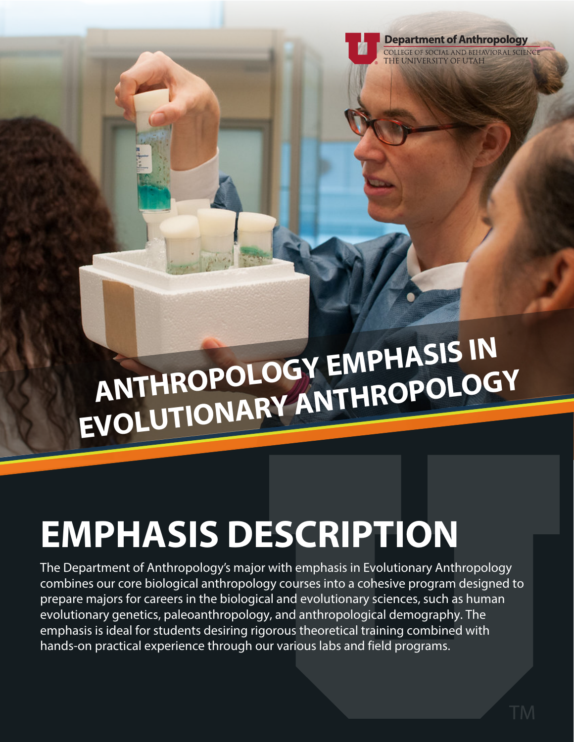**Department of Anthropology**
COLLEGE OF SOCIAL AND BEHAVIORAL SCIENCE
THE UNIVERSITY OF UTAH

# ANTHROPOLOGY EMPHASIS IN EVOLUTIONARY ANTHROPOLOGY

## EMPHASIS DESCRIPTION

The Department of Anthropology's major with emphasis in Evolutionary Anthropology combines our core biological anthropology courses into a cohesive program designed to prepare majors for careers in the biological and evolutionary sciences, such as human evolutionary genetics, paleoanthropology, and anthropological demography. The emphasis is ideal for students desiring rigorous theoretical training combined with hands-on practical experience through our various labs and field programs.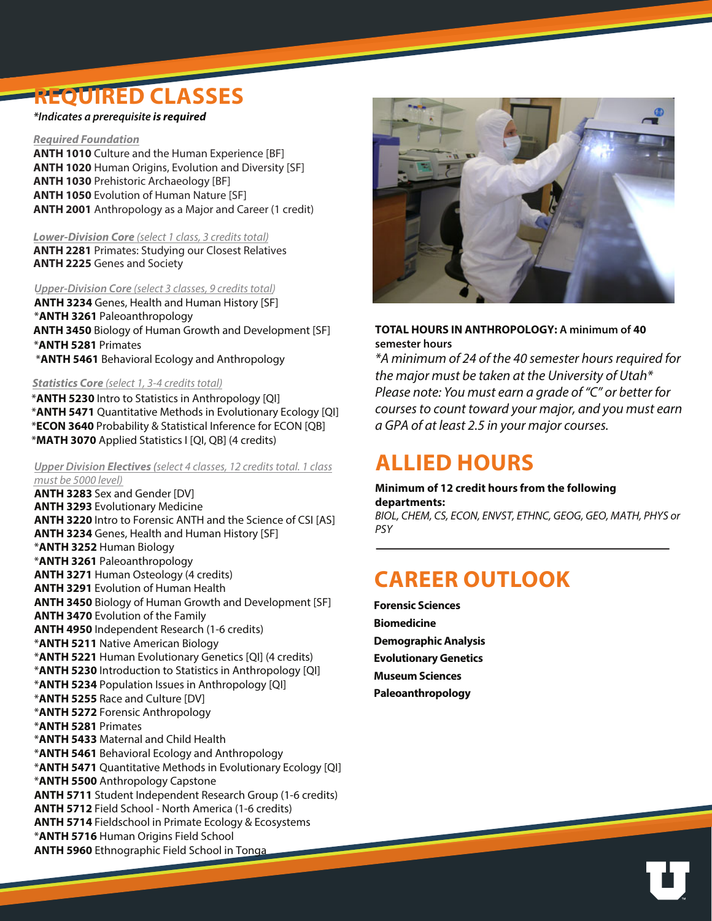# REQUIRED CLASSES

***Indicates a prerequisite is required***

***Required Foundation***

**ANTH 1010** Culture and the Human Experience [BF]
**ANTH 1020** Human Origins, Evolution and Diversity [SF]
**ANTH 1030** Prehistoric Archaeology [BF]
**ANTH 1050** Evolution of Human Nature [SF]
**ANTH 2001** Anthropology as a Major and Career (1 credit)

***Lower-Division Core*** *(select 1 class, 3 credits total)*

**ANTH 2281** Primates: Studying our Closest Relatives
**ANTH 2225** Genes and Society

***Upper-Division Core*** *(select 3 classes, 9 credits total)*

**ANTH 3234** Genes, Health and Human History [SF]
*__ANTH 3261__ Paleoanthropology
**ANTH 3450** Biology of Human Growth and Development [SF]
*__ANTH 5281__ Primates
*__ANTH 5461__ Behavioral Ecology and Anthropology

***Statistics Core*** *(select 1, 3-4 credits total)*

*__ANTH 5230__ Intro to Statistics in Anthropology [QI]
*__ANTH 5471__ Quantitative Methods in Evolutionary Ecology [QI]
*__ECON 3640__ Probability & Statistical Inference for ECON [QB]
*__MATH 3070__ Applied Statistics I [QI, QB] (4 credits)

*Upper Division* ***Electives*** *(select 4 classes, 12 credits total. 1 class must be 5000 level)*

**ANTH 3283** Sex and Gender [DV]
**ANTH 3293** Evolutionary Medicine
**ANTH 3220** Intro to Forensic ANTH and the Science of CSI [AS]
**ANTH 3234** Genes, Health and Human History [SF]
*__ANTH 3252__ Human Biology
*__ANTH 3261__ Paleoanthropology
**ANTH 3271** Human Osteology (4 credits)
**ANTH 3291** Evolution of Human Health
**ANTH 3450** Biology of Human Growth and Development [SF]
**ANTH 3470** Evolution of the Family
**ANTH 4950** Independent Research (1-6 credits)
*__ANTH 5211__ Native American Biology
*__ANTH 5221__ Human Evolutionary Genetics [QI] (4 credits)
*__ANTH 5230__ Introduction to Statistics in Anthropology [QI]
*__ANTH 5234__ Population Issues in Anthropology [QI]
*__ANTH 5255__ Race and Culture [DV]
*__ANTH 5272__ Forensic Anthropology
*__ANTH 5281__ Primates
*__ANTH 5433__ Maternal and Child Health
*__ANTH 5461__ Behavioral Ecology and Anthropology
*__ANTH 5471__ Quantitative Methods in Evolutionary Ecology [QI]
*__ANTH 5500__ Anthropology Capstone
**ANTH 5711** Student Independent Research Group (1-6 credits)
**ANTH 5712** Field School - North America (1-6 credits)
**ANTH 5714** Fieldschool in Primate Ecology & Ecosystems
*__ANTH 5716__ Human Origins Field School
**ANTH 5960** Ethnographic Field School in Tonga

**TOTAL HOURS IN ANTHROPOLOGY: A minimum of 40 semester hours**

*\*A minimum of 24 of the 40 semester hours required for the major must be taken at the University of Utah\* Please note: You must earn a grade of "C" or better for courses to count toward your major, and you must earn a GPA of at least 2.5 in your major courses.*

# ALLIED HOURS

**Minimum of 12 credit hours from the following departments:**

*BIOL, CHEM, CS, ECON, ENVST, ETHNC, GEOG, GEO, MATH, PHYS or PSY*

---

# CAREER OUTLOOK

**Forensic Sciences**
**Biomedicine**
**Demographic Analysis**
**Evolutionary Genetics**
**Museum Sciences**
**Paleoanthropology**